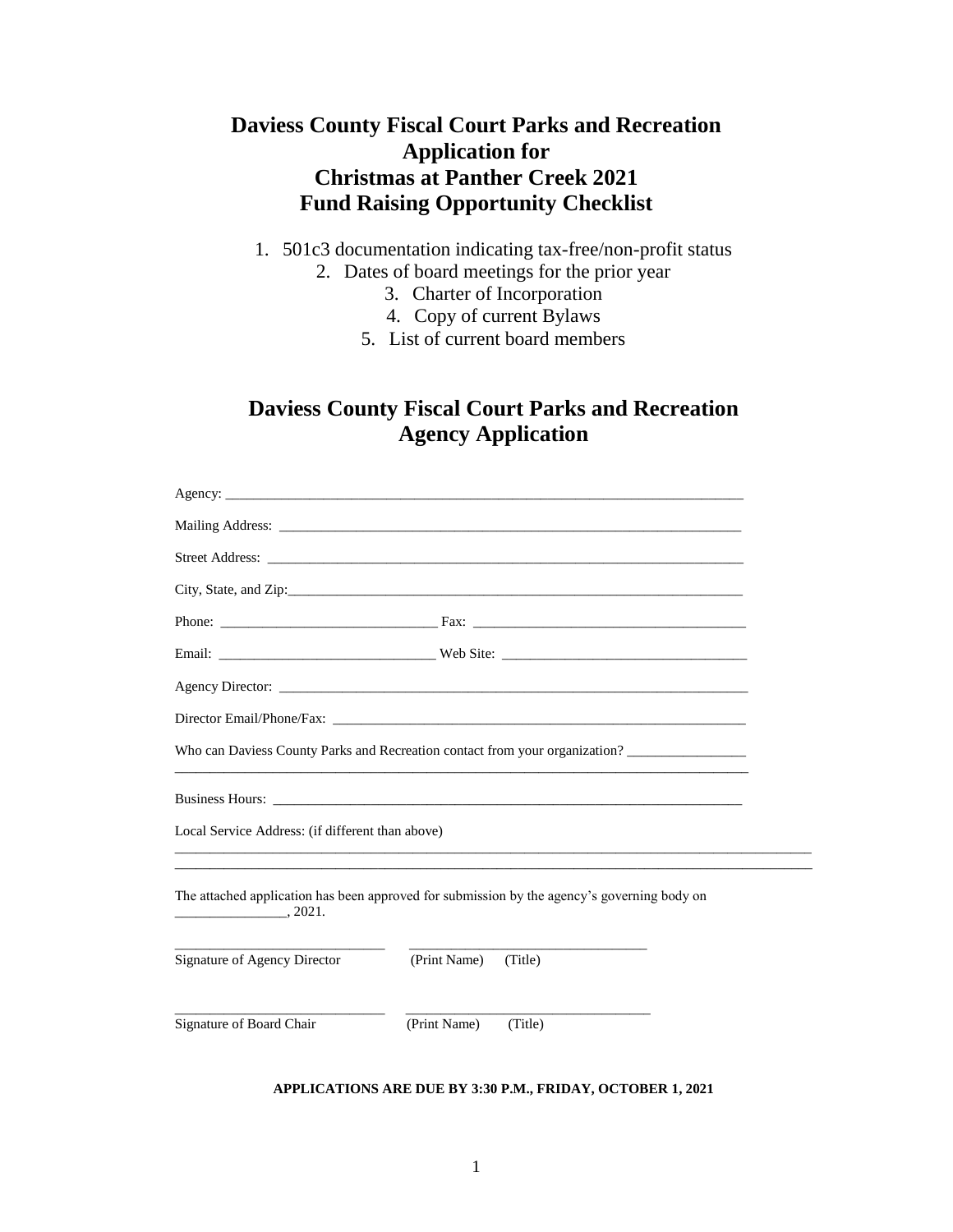# Daviess County Fiscal Court Parks and Recreation Application for Christmas at Panther Creek 2021 Fund Raising Opportunity Checklist

1. 501c3 documentation indicating tax-free/non-profit status
2. Dates of board meetings for the prior year
3. Charter of Incorporation
4. Copy of current Bylaws
5. List of current board members

# Daviess County Fiscal Court Parks and Recreation Agency Application

Agency: ___________________________________________________________________________

Mailing Address: ______________________________________________________________________

Street Address: _______________________________________________________________________

City, State, and Zip:___________________________________________________________________

Phone: ______________________________ Fax: _______________________________________

Email: ______________________________ Web Site: ___________________________________

Agency Director: ______________________________________________________________________

Director Email/Phone/Fax: ______________________________________________________________

Who can Daviess County Parks and Recreation contact from your organization? ________________
_____________________________________________________________________________________

Business Hours: _______________________________________________________________________

Local Service Address: (if different than above)
_____________________________________________________________________________________
_____________________________________________________________________________________

The attached application has been approved for submission by the agency's governing body on ________________, 2021.

______________________________ ________________________________
Signature of Agency Director (Print Name) (Title)

______________________________ ________________________________
Signature of Board Chair (Print Name) (Title)

**APPLICATIONS ARE DUE BY 3:30 P.M., FRIDAY, OCTOBER 1, 2021**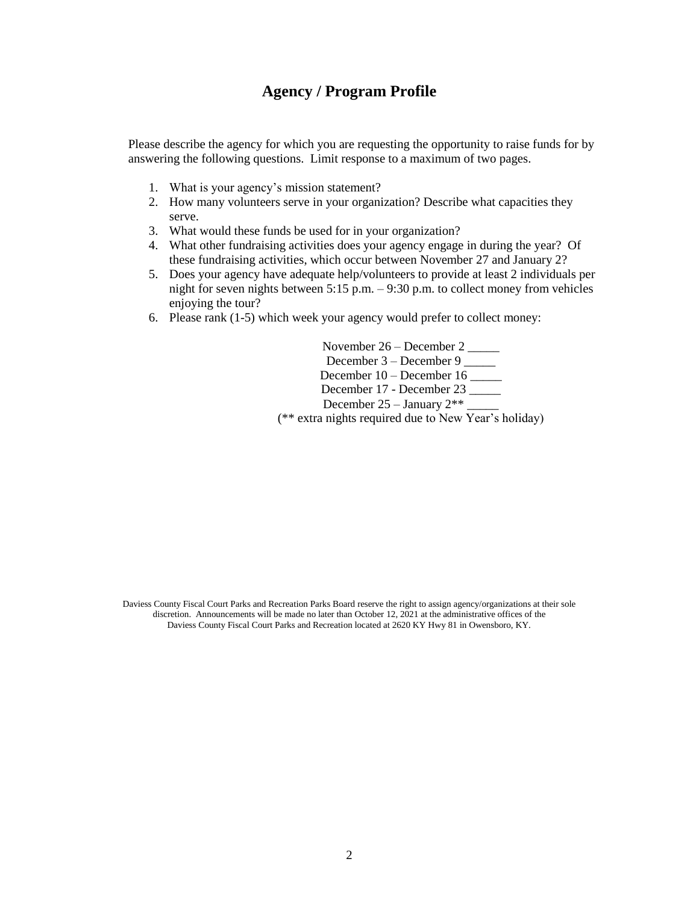## Agency / Program Profile

Please describe the agency for which you are requesting the opportunity to raise funds for by answering the following questions. Limit response to a maximum of two pages.

1. What is your agency's mission statement?
2. How many volunteers serve in your organization? Describe what capacities they serve.
3. What would these funds be used for in your organization?
4. What other fundraising activities does your agency engage in during the year? Of these fundraising activities, which occur between November 27 and January 2?
5. Does your agency have adequate help/volunteers to provide at least 2 individuals per night for seven nights between 5:15 p.m. – 9:30 p.m. to collect money from vehicles enjoying the tour?
6. Please rank (1-5) which week your agency would prefer to collect money:

November 26 – December 2 _____
December 3 – December 9 _____
December 10 – December 16 _____
December 17 - December 23 _____
December 25 – January 2** _____
(** extra nights required due to New Year's holiday)

Daviess County Fiscal Court Parks and Recreation Parks Board reserve the right to assign agency/organizations at their sole discretion. Announcements will be made no later than October 12, 2021 at the administrative offices of the Daviess County Fiscal Court Parks and Recreation located at 2620 KY Hwy 81 in Owensboro, KY.